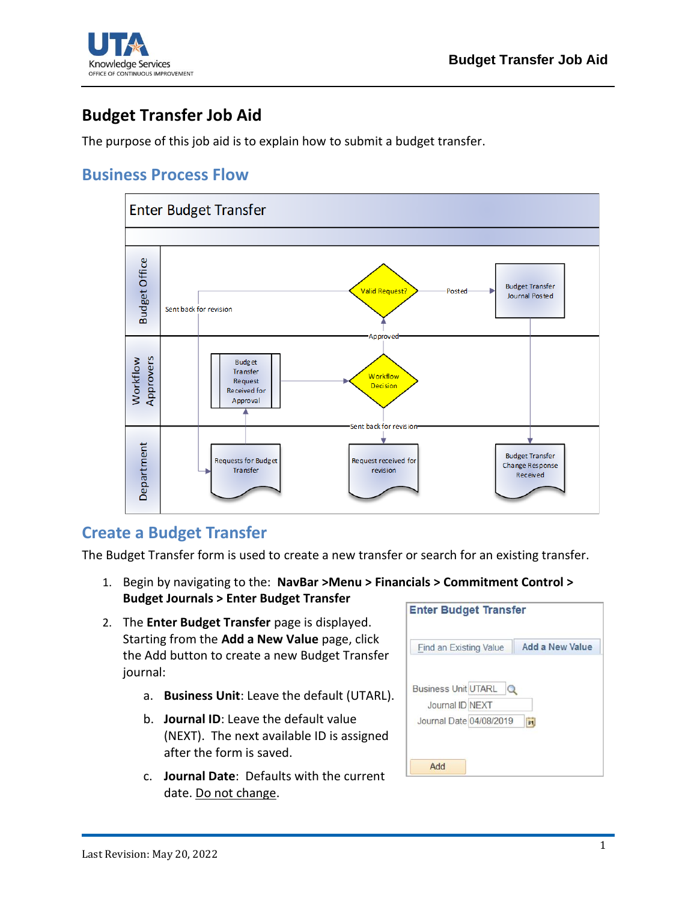# Budget Transfer Job Aid

The purpose of this job aid is to explain how to submit a budget transfer.

## Business Process Flow

Enter Budget Transfer

| Lane | Steps |
|---|---|
| Budget Office | Valid Request? → Posted → Budget Transfer Journal Posted; Sent back for revision |
| Workflow Approvers | Budget Transfer Request Received for Approval → Workflow Decision → Approved / Sent back for revision |
| Department | Requests for Budget Transfer; Request received for revision; Budget Transfer Change Response Received |

## Create a Budget Transfer

The Budget Transfer form is used to create a new transfer or search for an existing transfer.

1. Begin by navigating to the: **NavBar >Menu > Financials > Commitment Control > Budget Journals > Enter Budget Transfer**
2. The **Enter Budget Transfer** page is displayed. Starting from the **Add a New Value** page, click the Add button to create a new Budget Transfer journal:
   a. **Business Unit**: Leave the default (UTARL).
   b. **Journal ID**: Leave the default value (NEXT). The next available ID is assigned after the form is saved.
   c. **Journal Date**: Defaults with the current date. Do not change.

**Enter Budget Transfer**

Find an Existing Value | Add a New Value

Business Unit UTARL
Journal ID NEXT
Journal Date 04/08/2019

Add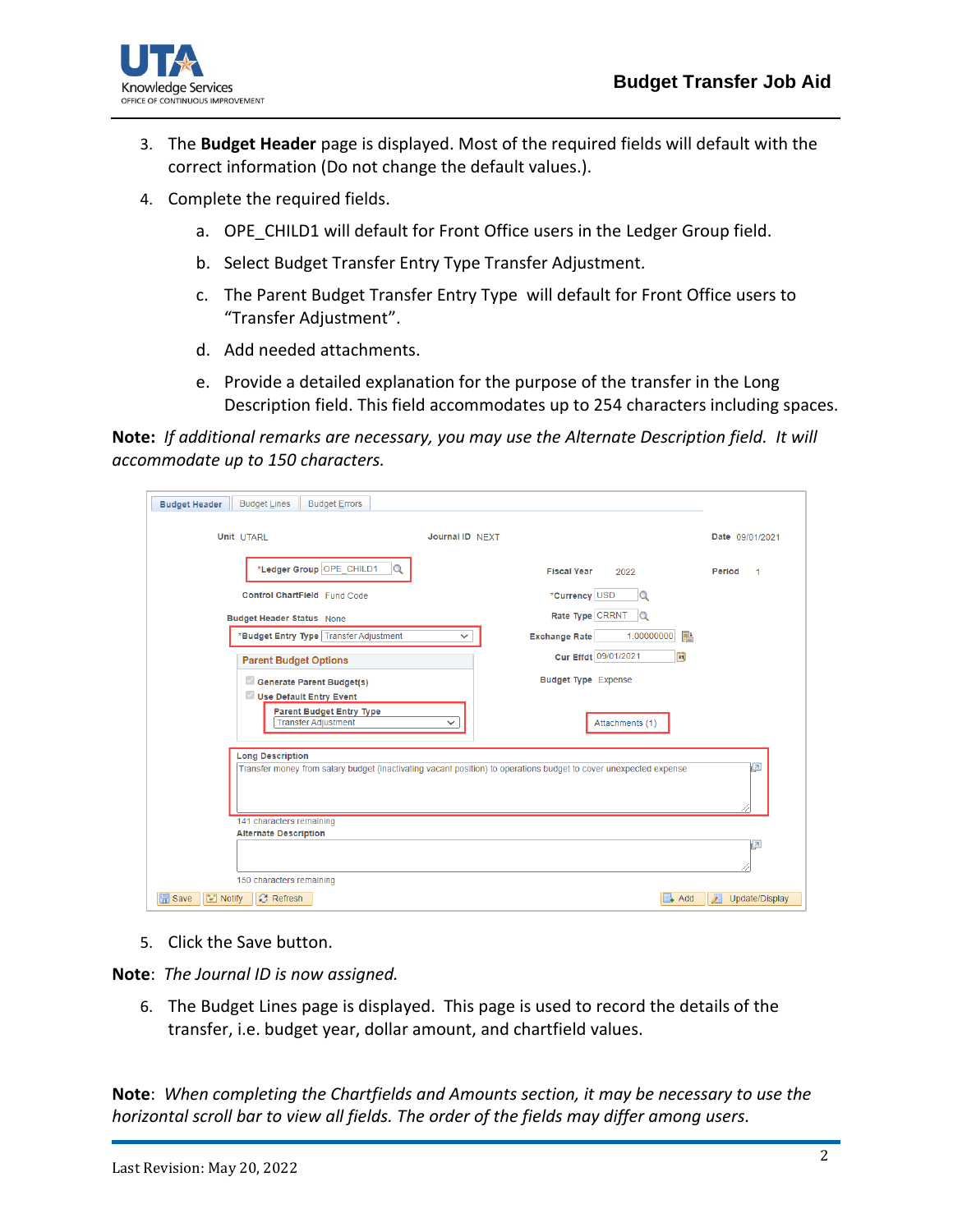3. The **Budget Header** page is displayed. Most of the required fields will default with the correct information (Do not change the default values.).

4. Complete the required fields.

   a. OPE_CHILD1 will default for Front Office users in the Ledger Group field.

   b. Select Budget Transfer Entry Type Transfer Adjustment.

   c. The Parent Budget Transfer Entry Type will default for Front Office users to "Transfer Adjustment".

   d. Add needed attachments.

   e. Provide a detailed explanation for the purpose of the transfer in the Long Description field. This field accommodates up to 254 characters including spaces.

**Note:** *If additional remarks are necessary, you may use the Alternate Description field. It will accommodate up to 150 characters.*

5. Click the Save button.

**Note**: *The Journal ID is now assigned.*

6. The Budget Lines page is displayed. This page is used to record the details of the transfer, i.e. budget year, dollar amount, and chartfield values.

**Note**: *When completing the Chartfields and Amounts section, it may be necessary to use the horizontal scroll bar to view all fields. The order of the fields may differ among users.*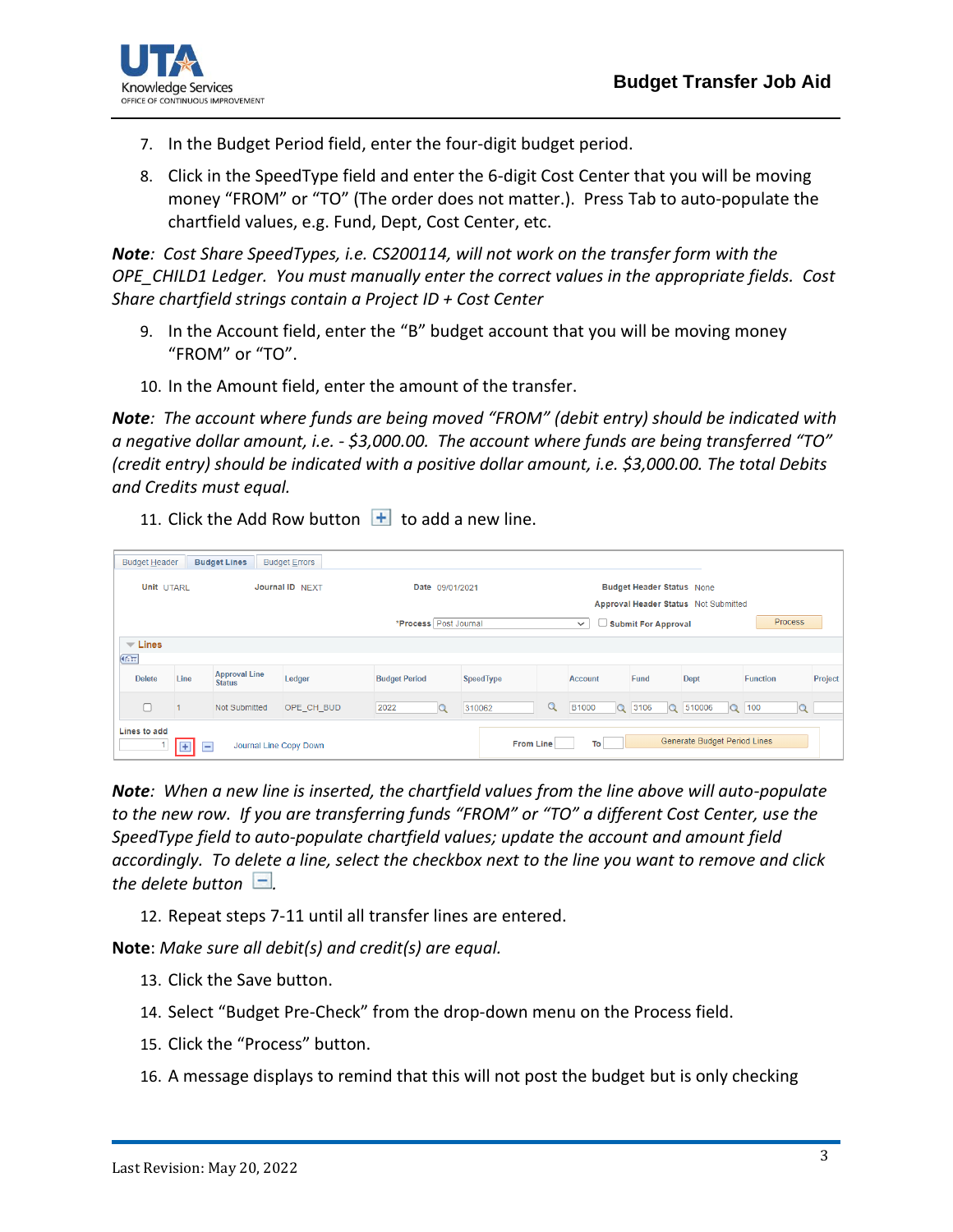7. In the Budget Period field, enter the four-digit budget period.
8. Click in the SpeedType field and enter the 6-digit Cost Center that you will be moving money "FROM" or "TO" (The order does not matter.). Press Tab to auto-populate the chartfield values, e.g. Fund, Dept, Cost Center, etc.

***Note**: Cost Share SpeedTypes, i.e. CS200114, will not work on the transfer form with the OPE_CHILD1 Ledger. You must manually enter the correct values in the appropriate fields. Cost Share chartfield strings contain a Project ID + Cost Center*

9. In the Account field, enter the "B" budget account that you will be moving money "FROM" or "TO".
10. In the Amount field, enter the amount of the transfer.

***Note**: The account where funds are being moved "FROM" (debit entry) should be indicated with a negative dollar amount, i.e. - $3,000.00. The account where funds are being transferred "TO" (credit entry) should be indicated with a positive dollar amount, i.e. $3,000.00. The total Debits and Credits must equal.*

11. Click the Add Row button [+] to add a new line.

Budget Header | **Budget Lines** | Budget Errors

Unit UTARL | Journal ID NEXT | Date 09/01/2021 | Budget Header Status None | Approval Header Status Not Submitted

\*Process Post Journal | Submit For Approval | Process

Lines

| Delete | Line | Approval Line Status | Ledger | Budget Period | SpeedType | Account | Fund | Dept | Function | Project |
|---|---|---|---|---|---|---|---|---|---|---|
| ☐ | 1 | Not Submitted | OPE_CH_BUD | 2022 | 310062 | B1000 | 3106 | 510006 | 100 | |

Lines to add 1 [+] [−] Journal Line Copy Down | From Line | To | Generate Budget Period Lines

***Note**: When a new line is inserted, the chartfield values from the line above will auto-populate to the new row. If you are transferring funds "FROM" or "TO" a different Cost Center, use the SpeedType field to auto-populate chartfield values; update the account and amount field accordingly. To delete a line, select the checkbox next to the line you want to remove and click the delete button [−].*

12. Repeat steps 7-11 until all transfer lines are entered.

**Note**: *Make sure all debit(s) and credit(s) are equal.*

13. Click the Save button.
14. Select "Budget Pre-Check" from the drop-down menu on the Process field.
15. Click the "Process" button.
16. A message displays to remind that this will not post the budget but is only checking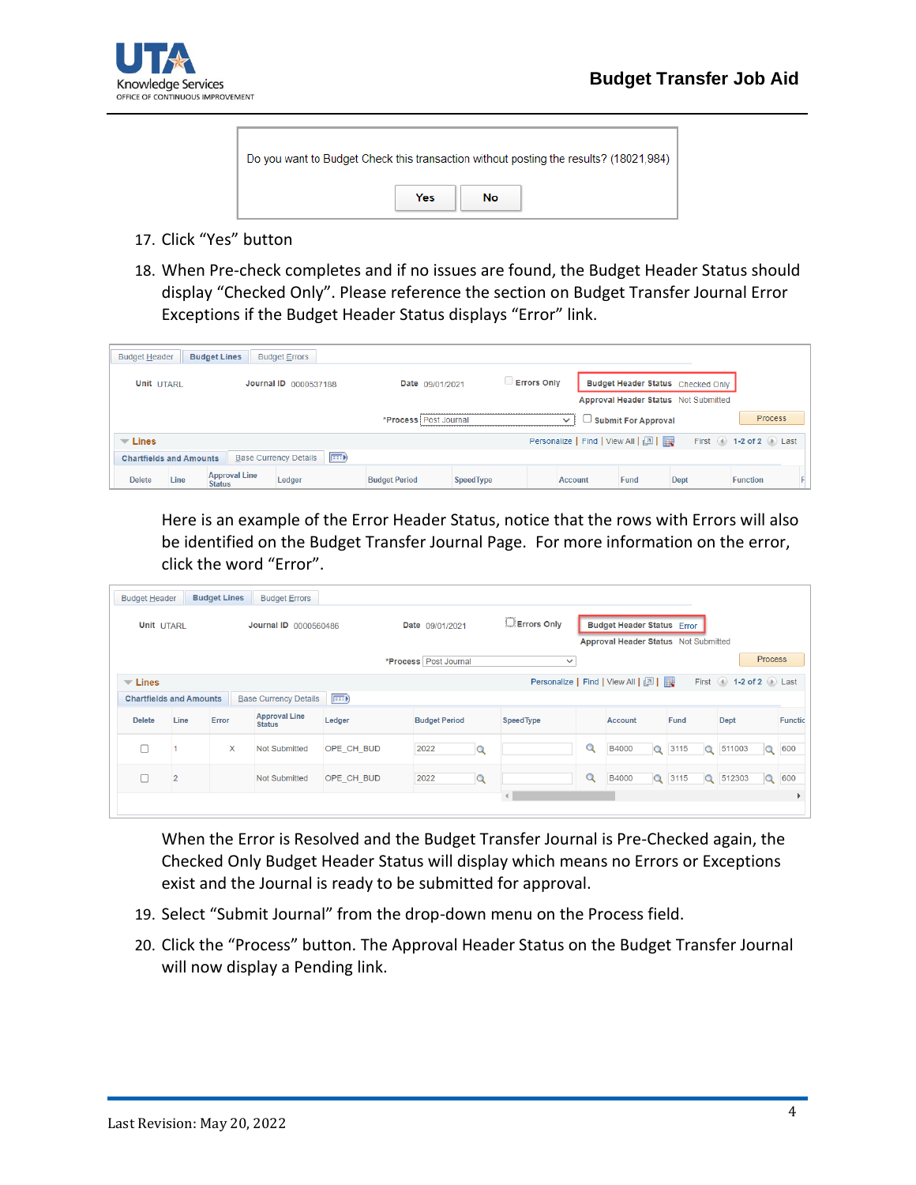Do you want to Budget Check this transaction without posting the results? (18021,984)

Yes No

17. Click “Yes” button
18. When Pre-check completes and if no issues are found, the Budget Header Status should display “Checked Only”. Please reference the section on Budget Transfer Journal Error Exceptions if the Budget Header Status displays “Error” link.

Here is an example of the Error Header Status, notice that the rows with Errors will also be identified on the Budget Transfer Journal Page. For more information on the error, click the word “Error”.

When the Error is Resolved and the Budget Transfer Journal is Pre-Checked again, the Checked Only Budget Header Status will display which means no Errors or Exceptions exist and the Journal is ready to be submitted for approval.

19. Select “Submit Journal” from the drop-down menu on the Process field.
20. Click the “Process” button. The Approval Header Status on the Budget Transfer Journal will now display a Pending link.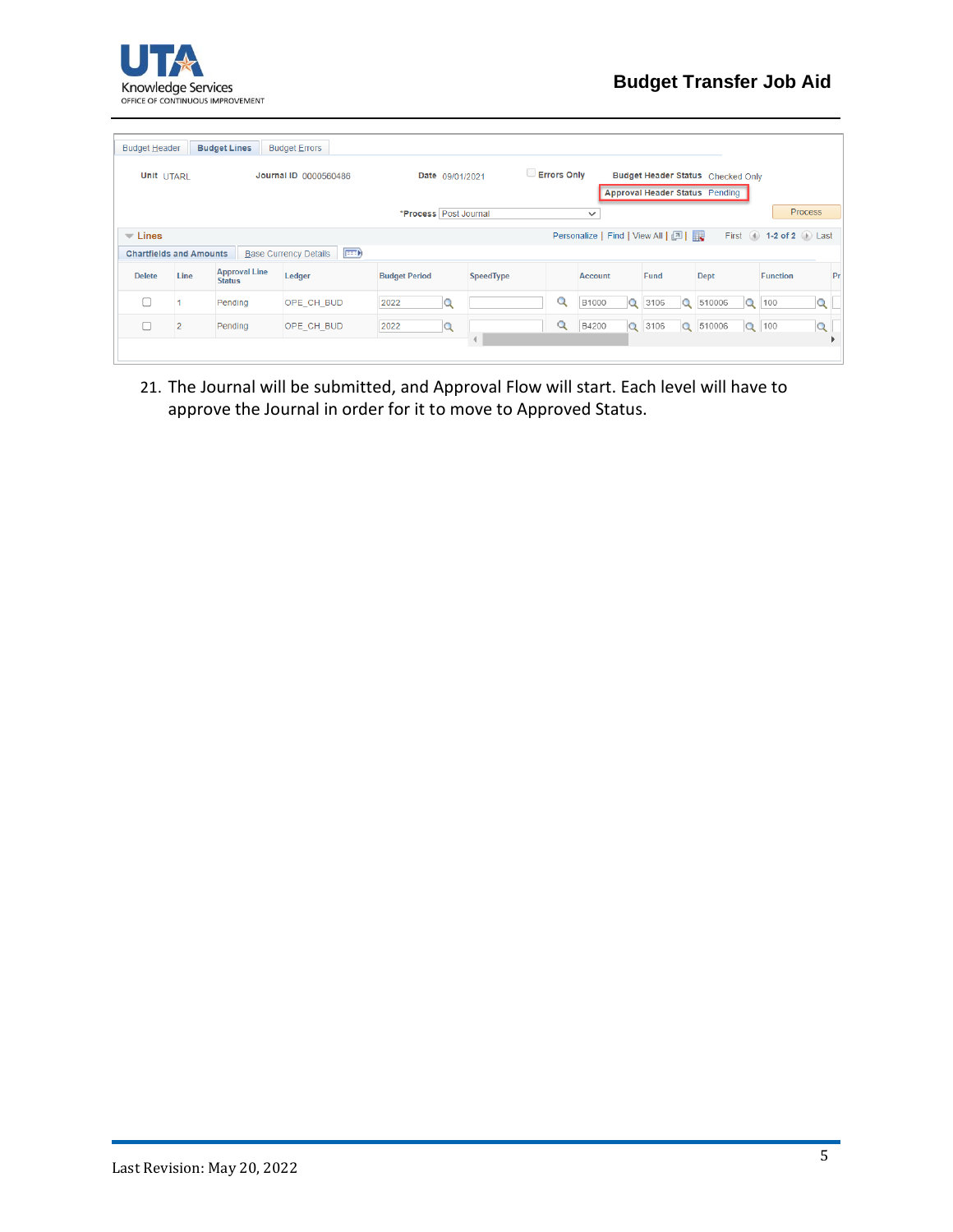| Budget Header | Budget Lines | Budget Errors |
|---|---|---|

Unit UTARL    Journal ID 0000560486    Date 09/01/2021    Errors Only    Budget Header Status Checked Only

Approval Header Status Pending

*Process Post Journal    Process

Lines    Personalize | Find | View All |    First 1-2 of 2 Last

Chartfields and Amounts | Base Currency Details

| Delete | Line | Approval Line Status | Ledger | Budget Period | SpeedType | Account | Fund | Dept | Function | Pr |
|---|---|---|---|---|---|---|---|---|---|---|
| | 1 | Pending | OPE_CH_BUD | 2022 | | B1000 | 3106 | 510006 | 100 | |
| | 2 | Pending | OPE_CH_BUD | 2022 | | B4200 | 3106 | 510006 | 100 | |

21. The Journal will be submitted, and Approval Flow will start. Each level will have to approve the Journal in order for it to move to Approved Status.